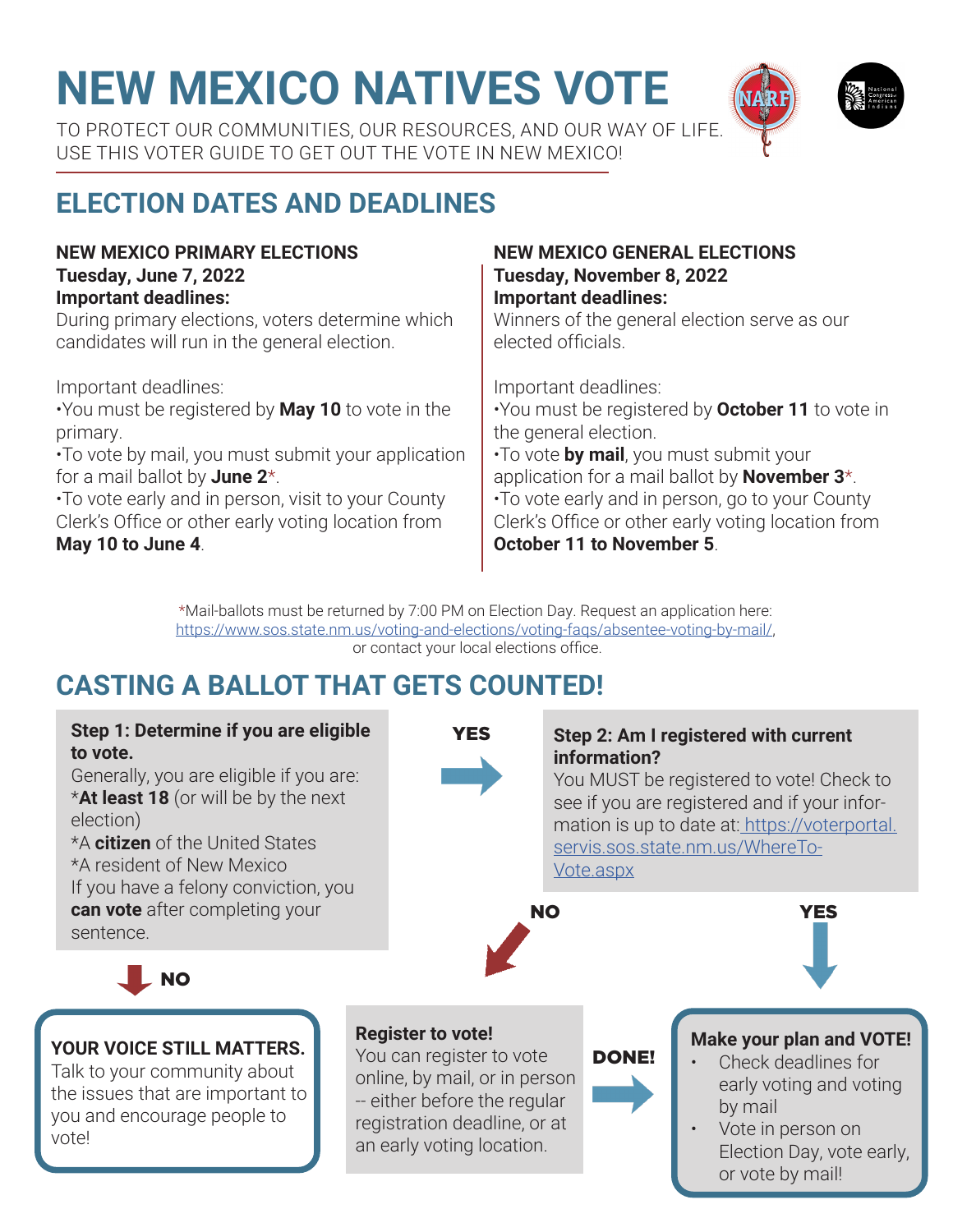# NEW MEXICO NATIVES VOTE

TO PROTECT OUR COMMUNITIES, OUR RESOURCES, AND OUR WAY OF LIFE.
USE THIS VOTER GUIDE TO GET OUT THE VOTE IN NEW MEXICO!

## ELECTION DATES AND DEADLINES

**NEW MEXICO PRIMARY ELECTIONS**
**Tuesday, June 7, 2022**
**Important deadlines:**
During primary elections, voters determine which candidates will run in the general election.

Important deadlines:
•You must be registered by **May 10** to vote in the primary.
•To vote by mail, you must submit your application for a mail ballot by **June 2***.
•To vote early and in person, visit to your County Clerk's Office or other early voting location from **May 10 to June 4**.

**NEW MEXICO GENERAL ELECTIONS**
**Tuesday, November 8, 2022**
**Important deadlines:**
Winners of the general election serve as our elected officials.

Important deadlines:
•You must be registered by **October 11** to vote in the general election.
•To vote **by mail**, you must submit your application for a mail ballot by **November 3***.
•To vote early and in person, go to your County Clerk's Office or other early voting location from **October 11 to November 5**.

*Mail-ballots must be returned by 7:00 PM on Election Day. Request an application here: https://www.sos.state.nm.us/voting-and-elections/voting-faqs/absentee-voting-by-mail/, or contact your local elections office.

## CASTING A BALLOT THAT GETS COUNTED!

**Step 1: Determine if you are eligible to vote.**
Generally, you are eligible if you are:
***At least 18** (or will be by the next election)
*A **citizen** of the United States
*A resident of New Mexico
If you have a felony conviction, you **can vote** after completing your sentence.

**YES** → **Step 2: Am I registered with current information?**
You MUST be registered to vote! Check to see if you are registered and if your information is up to date at: https://voterportal.servis.sos.state.nm.us/WhereToVote.aspx

**NO** (Step 1) → **YOUR VOICE STILL MATTERS.**
Talk to your community about the issues that are important to you and encourage people to vote!

**NO** (Step 2) → **Register to vote!**
You can register to vote online, by mail, or in person -- either before the regular registration deadline, or at an early voting location.

**DONE!** / **YES** (Step 2) → **Make your plan and VOTE!**
- Check deadlines for early voting and voting by mail
- Vote in person on Election Day, vote early, or vote by mail!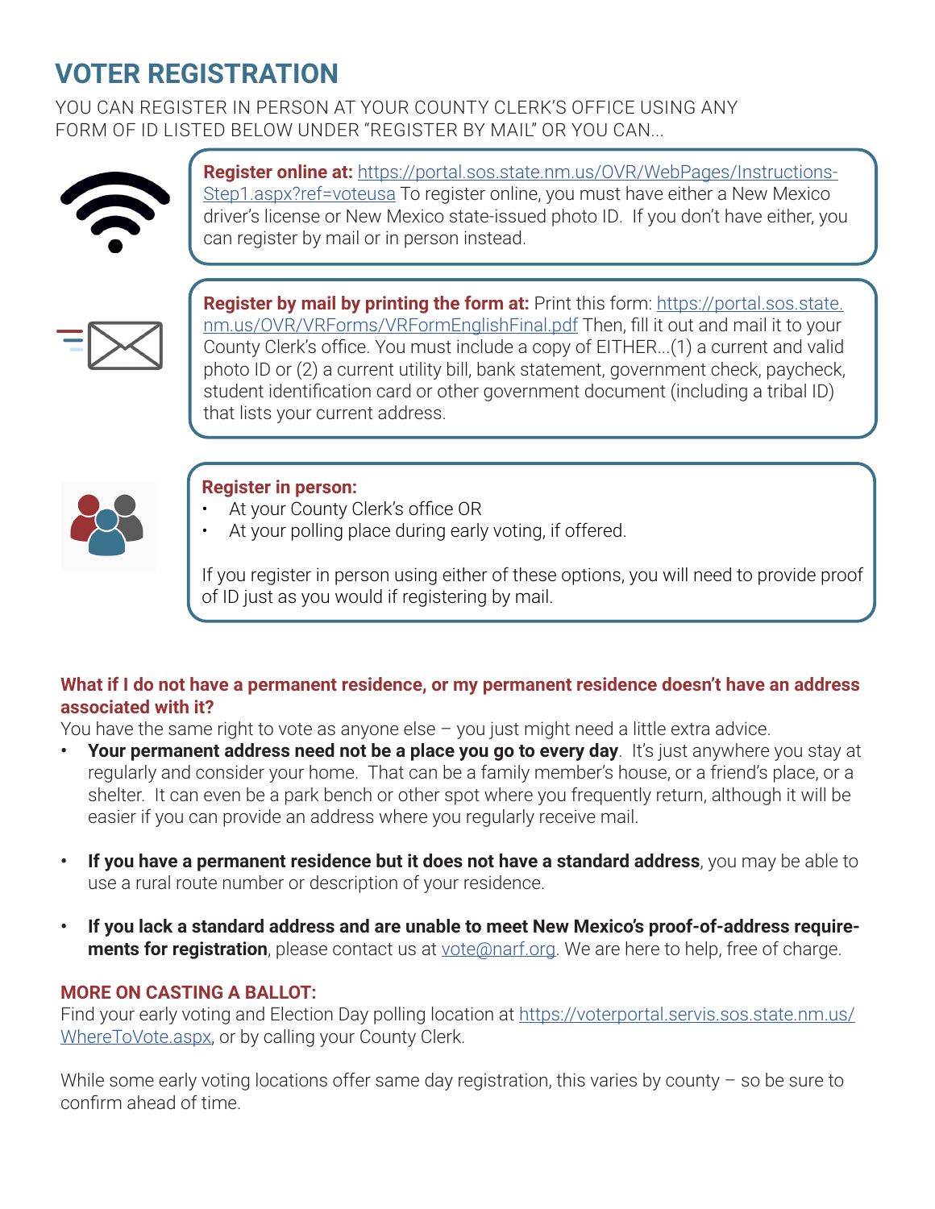# VOTER REGISTRATION

YOU CAN REGISTER IN PERSON AT YOUR COUNTY CLERK'S OFFICE USING ANY FORM OF ID LISTED BELOW UNDER "REGISTER BY MAIL" OR YOU CAN...

**Register online at:** https://portal.sos.state.nm.us/OVR/WebPages/Instructions-Step1.aspx?ref=voteusa To register online, you must have either a New Mexico driver's license or New Mexico state-issued photo ID. If you don't have either, you can register by mail or in person instead.

**Register by mail by printing the form at:** Print this form: https://portal.sos.state.nm.us/OVR/VRForms/VRFormEnglishFinal.pdf Then, fill it out and mail it to your County Clerk's office. You must include a copy of EITHER...(1) a current and valid photo ID or (2) a current utility bill, bank statement, government check, paycheck, student identification card or other government document (including a tribal ID) that lists your current address.

**Register in person:**

- At your County Clerk's office OR
- At your polling place during early voting, if offered.

If you register in person using either of these options, you will need to provide proof of ID just as you would if registering by mail.

### What if I do not have a permanent residence, or my permanent residence doesn't have an address associated with it?

You have the same right to vote as anyone else – you just might need a little extra advice.

- **Your permanent address need not be a place you go to every day**. It's just anywhere you stay at regularly and consider your home. That can be a family member's house, or a friend's place, or a shelter. It can even be a park bench or other spot where you frequently return, although it will be easier if you can provide an address where you regularly receive mail.
- **If you have a permanent residence but it does not have a standard address**, you may be able to use a rural route number or description of your residence.
- **If you lack a standard address and are unable to meet New Mexico's proof-of-address requirements for registration**, please contact us at vote@narf.org. We are here to help, free of charge.

### MORE ON CASTING A BALLOT:

Find your early voting and Election Day polling location at https://voterportal.servis.sos.state.nm.us/WhereToVote.aspx, or by calling your County Clerk.

While some early voting locations offer same day registration, this varies by county – so be sure to confirm ahead of time.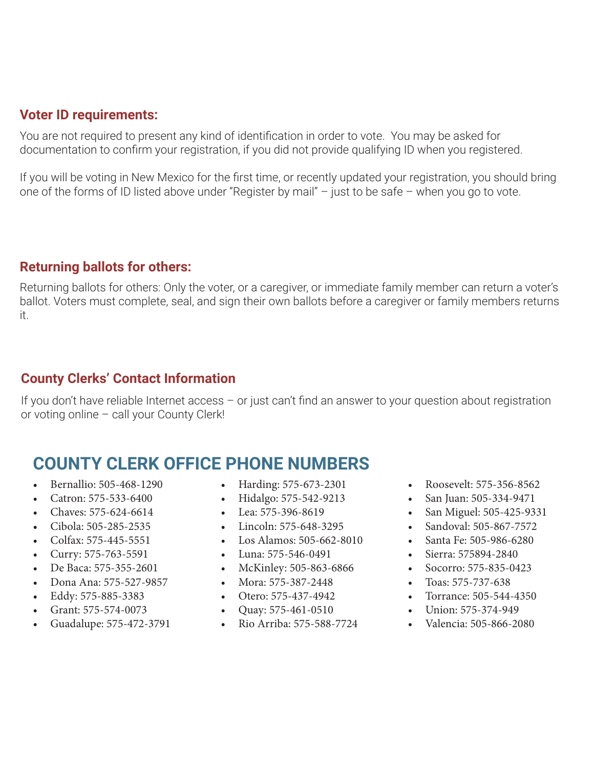## Voter ID requirements:

You are not required to present any kind of identification in order to vote. You may be asked for documentation to confirm your registration, if you did not provide qualifying ID when you registered.

If you will be voting in New Mexico for the first time, or recently updated your registration, you should bring one of the forms of ID listed above under "Register by mail" – just to be safe – when you go to vote.

## Returning ballots for others:

Returning ballots for others: Only the voter, or a caregiver, or immediate family member can return a voter's ballot. Voters must complete, seal, and sign their own ballots before a caregiver or family members returns it.

## County Clerks' Contact Information

If you don't have reliable Internet access – or just can't find an answer to your question about registration or voting online – call your County Clerk!

# COUNTY CLERK OFFICE PHONE NUMBERS

- Bernallio: 505-468-1290
- Catron: 575-533-6400
- Chaves: 575-624-6614
- Cibola: 505-285-2535
- Colfax: 575-445-5551
- Curry: 575-763-5591
- De Baca: 575-355-2601
- Dona Ana: 575-527-9857
- Eddy: 575-885-3383
- Grant: 575-574-0073
- Guadalupe: 575-472-3791
- Harding: 575-673-2301
- Hidalgo: 575-542-9213
- Lea: 575-396-8619
- Lincoln: 575-648-3295
- Los Alamos: 505-662-8010
- Luna: 575-546-0491
- McKinley: 505-863-6866
- Mora: 575-387-2448
- Otero: 575-437-4942
- Quay: 575-461-0510
- Rio Arriba: 575-588-7724
- Roosevelt: 575-356-8562
- San Juan: 505-334-9471
- San Miguel: 505-425-9331
- Sandoval: 505-867-7572
- Santa Fe: 505-986-6280
- Sierra: 575894-2840
- Socorro: 575-835-0423
- Toas: 575-737-638
- Torrance: 505-544-4350
- Union: 575-374-949
- Valencia: 505-866-2080